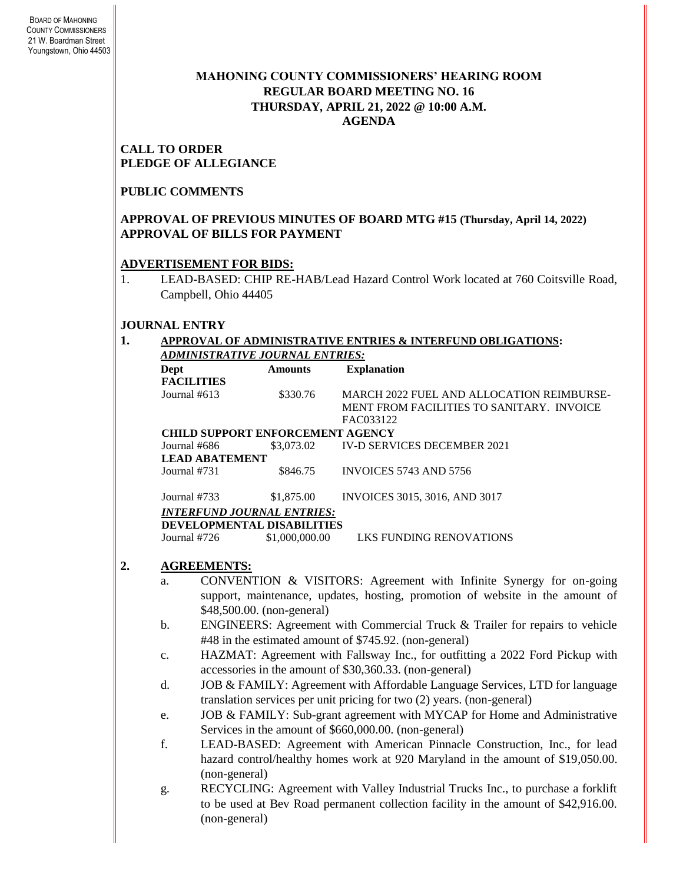BOARD OF MAHONING COUNTY COMMISSIONERS
21 W. Boardman Street
Youngstown, Ohio 44503

# MAHONING COUNTY COMMISSIONERS' HEARING ROOM
## REGULAR BOARD MEETING NO. 16
## THURSDAY, APRIL 21, 2022 @ 10:00 A.M.
## AGENDA

**CALL TO ORDER**
**PLEDGE OF ALLEGIANCE**

**PUBLIC COMMENTS**

**APPROVAL OF PREVIOUS MINUTES OF BOARD MTG #15 (Thursday, April 14, 2022)**
**APPROVAL OF BILLS FOR PAYMENT**

**ADVERTISEMENT FOR BIDS:**

1. LEAD-BASED: CHIP RE-HAB/Lead Hazard Control Work located at 760 Coitsville Road, Campbell, Ohio 44405

**JOURNAL ENTRY**

**1. APPROVAL OF ADMINISTRATIVE ENTRIES & INTERFUND OBLIGATIONS:**

***ADMINISTRATIVE JOURNAL ENTRIES:***

| Dept | Amounts | Explanation |
|---|---|---|
| **FACILITIES** | | |
| Journal #613 | $330.76 | MARCH 2022 FUEL AND ALLOCATION REIMBURSEMENT FROM FACILITIES TO SANITARY. INVOICE FAC033122 |
| **CHILD SUPPORT ENFORCEMENT AGENCY** | | |
| Journal #686 | $3,073.02 | IV-D SERVICES DECEMBER 2021 |
| **LEAD ABATEMENT** | | |
| Journal #731 | $846.75 | INVOICES 5743 AND 5756 |
| Journal #733 | $1,875.00 | INVOICES 3015, 3016, AND 3017 |
| ***INTERFUND JOURNAL ENTRIES:*** | | |
| **DEVELOPMENTAL DISABILITIES** | | |
| Journal #726 | $1,000,000.00 | LKS FUNDING RENOVATIONS |

**2. AGREEMENTS:**

a. CONVENTION & VISITORS: Agreement with Infinite Synergy for on-going support, maintenance, updates, hosting, promotion of website in the amount of $48,500.00. (non-general)

b. ENGINEERS: Agreement with Commercial Truck & Trailer for repairs to vehicle #48 in the estimated amount of $745.92. (non-general)

c. HAZMAT: Agreement with Fallsway Inc., for outfitting a 2022 Ford Pickup with accessories in the amount of $30,360.33. (non-general)

d. JOB & FAMILY: Agreement with Affordable Language Services, LTD for language translation services per unit pricing for two (2) years. (non-general)

e. JOB & FAMILY: Sub-grant agreement with MYCAP for Home and Administrative Services in the amount of $660,000.00. (non-general)

f. LEAD-BASED: Agreement with American Pinnacle Construction, Inc., for lead hazard control/healthy homes work at 920 Maryland in the amount of $19,050.00. (non-general)

g. RECYCLING: Agreement with Valley Industrial Trucks Inc., to purchase a forklift to be used at Bev Road permanent collection facility in the amount of $42,916.00. (non-general)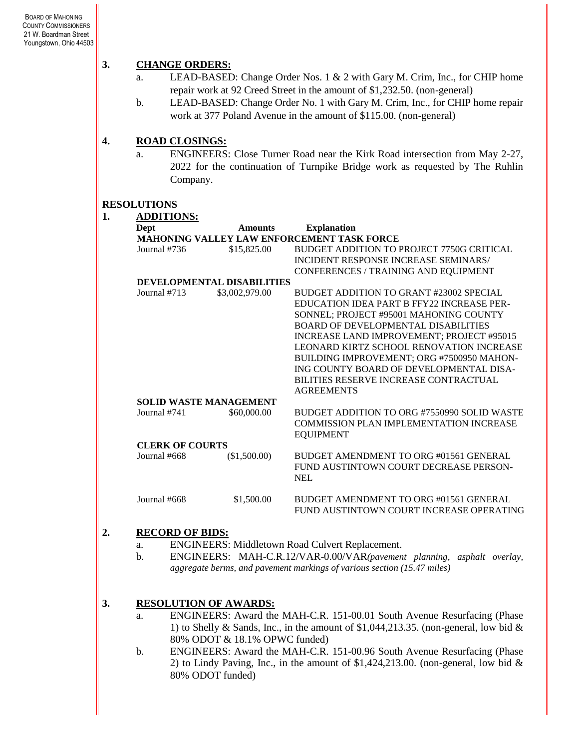3. **CHANGE ORDERS:**
   a. LEAD-BASED: Change Order Nos. 1 & 2 with Gary M. Crim, Inc., for CHIP home repair work at 92 Creed Street in the amount of $1,232.50. (non-general)
   b. LEAD-BASED: Change Order No. 1 with Gary M. Crim, Inc., for CHIP home repair work at 377 Poland Avenue in the amount of $115.00. (non-general)

4. **ROAD CLOSINGS:**
   a. ENGINEERS: Close Turner Road near the Kirk Road intersection from May 2-27, 2022 for the continuation of Turnpike Bridge work as requested by The Ruhlin Company.

## RESOLUTIONS

1. **ADDITIONS:**

| Dept | Amounts | Explanation |
|---|---|---|
| **MAHONING VALLEY LAW ENFORCEMENT TASK FORCE** | | |
| Journal #736 | $15,825.00 | BUDGET ADDITION TO PROJECT 7750G CRITICAL INCIDENT RESPONSE INCREASE SEMINARS/ CONFERENCES / TRAINING AND EQUIPMENT |
| **DEVELOPMENTAL DISABILITIES** | | |
| Journal #713 | $3,002,979.00 | BUDGET ADDITION TO GRANT #23002 SPECIAL EDUCATION IDEA PART B FFY22 INCREASE PERSONNEL; PROJECT #95001 MAHONING COUNTY BOARD OF DEVELOPMENTAL DISABILITIES INCREASE LAND IMPROVEMENT; PROJECT #95015 LEONARD KIRTZ SCHOOL RENOVATION INCREASE BUILDING IMPROVEMENT; ORG #7500950 MAHONING COUNTY BOARD OF DEVELOPMENTAL DISABILITIES RESERVE INCREASE CONTRACTUAL AGREEMENTS |
| **SOLID WASTE MANAGEMENT** | | |
| Journal #741 | $60,000.00 | BUDGET ADDITION TO ORG #7550990 SOLID WASTE COMMISSION PLAN IMPLEMENTATION INCREASE EQUIPMENT |
| **CLERK OF COURTS** | | |
| Journal #668 | ($1,500.00) | BUDGET AMENDMENT TO ORG #01561 GENERAL FUND AUSTINTOWN COURT DECREASE PERSONNEL |
| Journal #668 | $1,500.00 | BUDGET AMENDMENT TO ORG #01561 GENERAL FUND AUSTINTOWN COURT INCREASE OPERATING |

2. **RECORD OF BIDS:**
   a. ENGINEERS: Middletown Road Culvert Replacement.
   b. ENGINEERS: MAH-C.R.12/VAR-0.00/VAR*(pavement planning, asphalt overlay, aggregate berms, and pavement markings of various section (15.47 miles)*

3. **RESOLUTION OF AWARDS:**
   a. ENGINEERS: Award the MAH-C.R. 151-00.01 South Avenue Resurfacing (Phase 1) to Shelly & Sands, Inc., in the amount of $1,044,213.35. (non-general, low bid & 80% ODOT & 18.1% OPWC funded)
   b. ENGINEERS: Award the MAH-C.R. 151-00.96 South Avenue Resurfacing (Phase 2) to Lindy Paving, Inc., in the amount of $1,424,213.00. (non-general, low bid & 80% ODOT funded)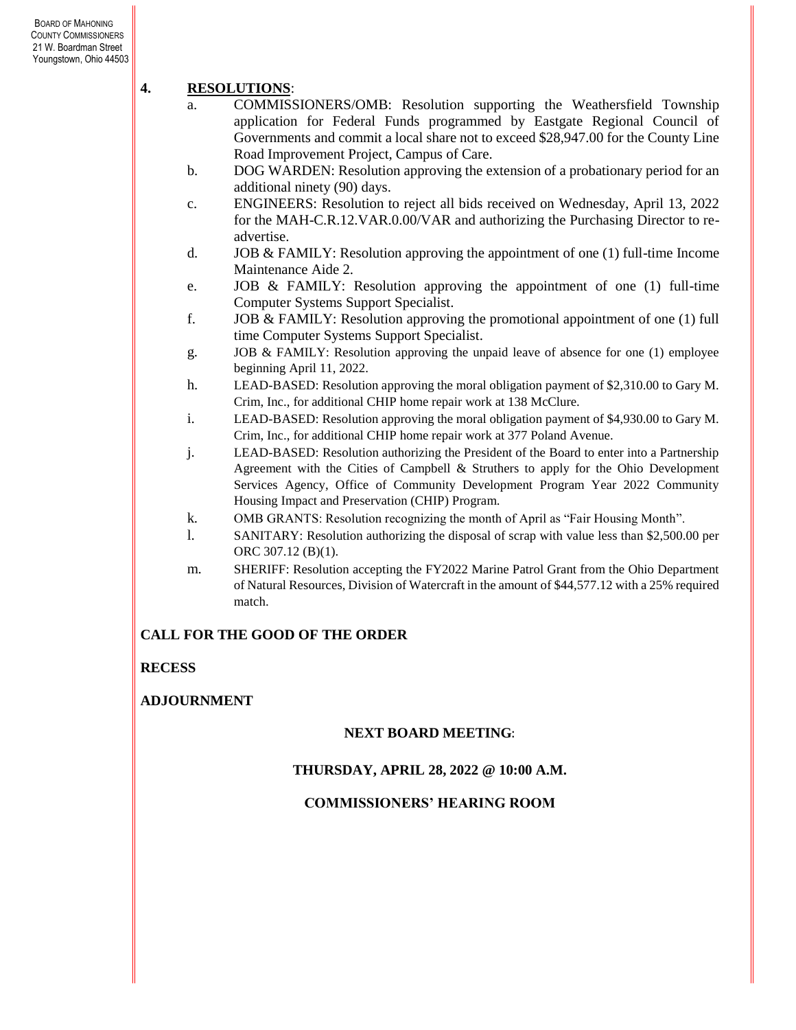BOARD OF MAHONING COUNTY COMMISSIONERS
21 W. Boardman Street
Youngstown, Ohio 44503

**4. RESOLUTIONS**:

a. COMMISSIONERS/OMB: Resolution supporting the Weathersfield Township application for Federal Funds programmed by Eastgate Regional Council of Governments and commit a local share not to exceed $28,947.00 for the County Line Road Improvement Project, Campus of Care.

b. DOG WARDEN: Resolution approving the extension of a probationary period for an additional ninety (90) days.

c. ENGINEERS: Resolution to reject all bids received on Wednesday, April 13, 2022 for the MAH-C.R.12.VAR.0.00/VAR and authorizing the Purchasing Director to re-advertise.

d. JOB & FAMILY: Resolution approving the appointment of one (1) full-time Income Maintenance Aide 2.

e. JOB & FAMILY: Resolution approving the appointment of one (1) full-time Computer Systems Support Specialist.

f. JOB & FAMILY: Resolution approving the promotional appointment of one (1) full time Computer Systems Support Specialist.

g. JOB & FAMILY: Resolution approving the unpaid leave of absence for one (1) employee beginning April 11, 2022.

h. LEAD-BASED: Resolution approving the moral obligation payment of $2,310.00 to Gary M. Crim, Inc., for additional CHIP home repair work at 138 McClure.

i. LEAD-BASED: Resolution approving the moral obligation payment of $4,930.00 to Gary M. Crim, Inc., for additional CHIP home repair work at 377 Poland Avenue.

j. LEAD-BASED: Resolution authorizing the President of the Board to enter into a Partnership Agreement with the Cities of Campbell & Struthers to apply for the Ohio Development Services Agency, Office of Community Development Program Year 2022 Community Housing Impact and Preservation (CHIP) Program.

k. OMB GRANTS: Resolution recognizing the month of April as "Fair Housing Month".

l. SANITARY: Resolution authorizing the disposal of scrap with value less than $2,500.00 per ORC 307.12 (B)(1).

m. SHERIFF: Resolution accepting the FY2022 Marine Patrol Grant from the Ohio Department of Natural Resources, Division of Watercraft in the amount of $44,577.12 with a 25% required match.

**CALL FOR THE GOOD OF THE ORDER**

**RECESS**

**ADJOURNMENT**

**NEXT BOARD MEETING**:

**THURSDAY, APRIL 28, 2022 @ 10:00 A.M.**

**COMMISSIONERS' HEARING ROOM**